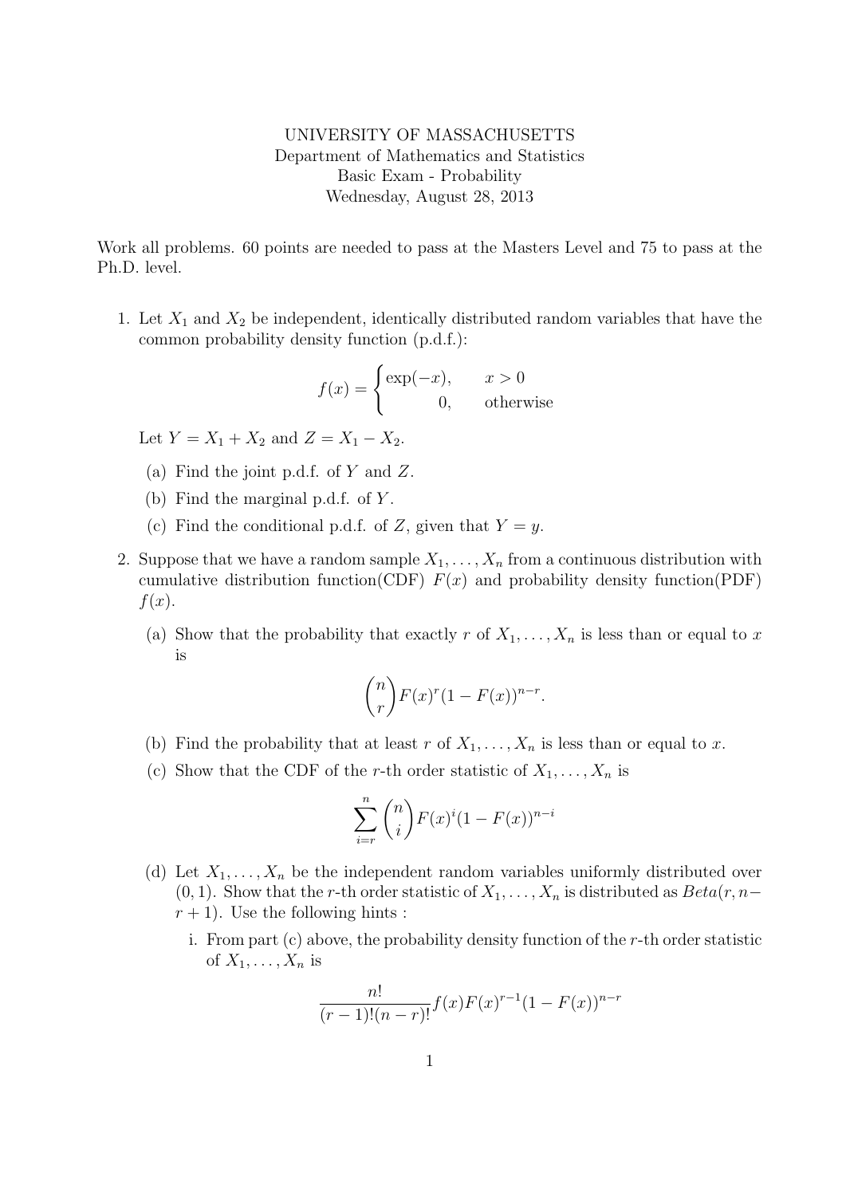UNIVERSITY OF MASSACHUSETTS
Department of Mathematics and Statistics
Basic Exam - Probability
Wednesday, August 28, 2013

Work all problems. 60 points are needed to pass at the Masters Level and 75 to pass at the Ph.D. level.

1. Let $X_1$ and $X_2$ be independent, identically distributed random variables that have the common probability density function (p.d.f.):

$$f(x) = \begin{cases} \exp(-x), & x > 0 \\ 0, & \text{otherwise} \end{cases}$$

   Let $Y = X_1 + X_2$ and $Z = X_1 - X_2$.

   (a) Find the joint p.d.f. of $Y$ and $Z$.

   (b) Find the marginal p.d.f. of $Y$.

   (c) Find the conditional p.d.f. of $Z$, given that $Y = y$.

2. Suppose that we have a random sample $X_1, \ldots, X_n$ from a continuous distribution with cumulative distribution function(CDF) $F(x)$ and probability density function(PDF) $f(x)$.

   (a) Show that the probability that exactly $r$ of $X_1, \ldots, X_n$ is less than or equal to $x$ is

$$\binom{n}{r} F(x)^r (1 - F(x))^{n-r}.$$

   (b) Find the probability that at least $r$ of $X_1, \ldots, X_n$ is less than or equal to $x$.

   (c) Show that the CDF of the $r$-th order statistic of $X_1, \ldots, X_n$ is

$$\sum_{i=r}^{n} \binom{n}{i} F(x)^i (1 - F(x))^{n-i}$$

   (d) Let $X_1, \ldots, X_n$ be the independent random variables uniformly distributed over $(0, 1)$. Show that the $r$-th order statistic of $X_1, \ldots, X_n$ is distributed as $Beta(r, n-r+1)$. Use the following hints :

      i. From part (c) above, the probability density function of the $r$-th order statistic of $X_1, \ldots, X_n$ is

$$\frac{n!}{(r-1)!(n-r)!} f(x) F(x)^{r-1} (1 - F(x))^{n-r}$$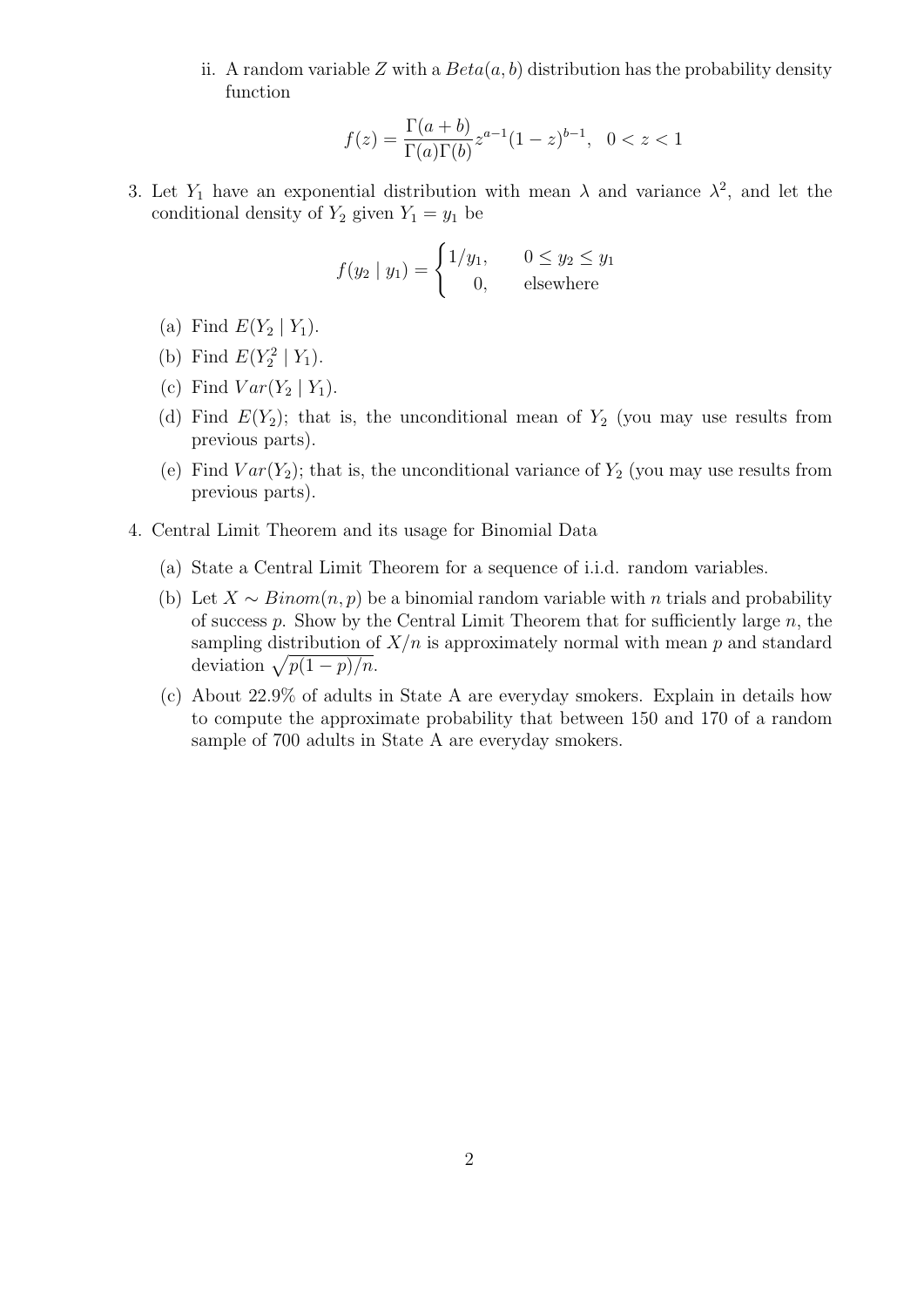ii. A random variable $Z$ with a $Beta(a, b)$ distribution has the probability density function

$$f(z) = \frac{\Gamma(a+b)}{\Gamma(a)\Gamma(b)} z^{a-1}(1-z)^{b-1}, \quad 0 < z < 1$$

3. Let $Y_1$ have an exponential distribution with mean $\lambda$ and variance $\lambda^2$, and let the conditional density of $Y_2$ given $Y_1 = y_1$ be

$$f(y_2 \mid y_1) = \begin{cases} 1/y_1, & 0 \leq y_2 \leq y_1 \\ 0, & \text{elsewhere} \end{cases}$$

   (a) Find $E(Y_2 \mid Y_1)$.

   (b) Find $E(Y_2^2 \mid Y_1)$.

   (c) Find $Var(Y_2 \mid Y_1)$.

   (d) Find $E(Y_2)$; that is, the unconditional mean of $Y_2$ (you may use results from previous parts).

   (e) Find $Var(Y_2)$; that is, the unconditional variance of $Y_2$ (you may use results from previous parts).

4. Central Limit Theorem and its usage for Binomial Data

   (a) State a Central Limit Theorem for a sequence of i.i.d. random variables.

   (b) Let $X \sim Binom(n, p)$ be a binomial random variable with $n$ trials and probability of success $p$. Show by the Central Limit Theorem that for sufficiently large $n$, the sampling distribution of $X/n$ is approximately normal with mean $p$ and standard deviation $\sqrt{p(1-p)/n}$.

   (c) About 22.9% of adults in State A are everyday smokers. Explain in details how to compute the approximate probability that between 150 and 170 of a random sample of 700 adults in State A are everyday smokers.